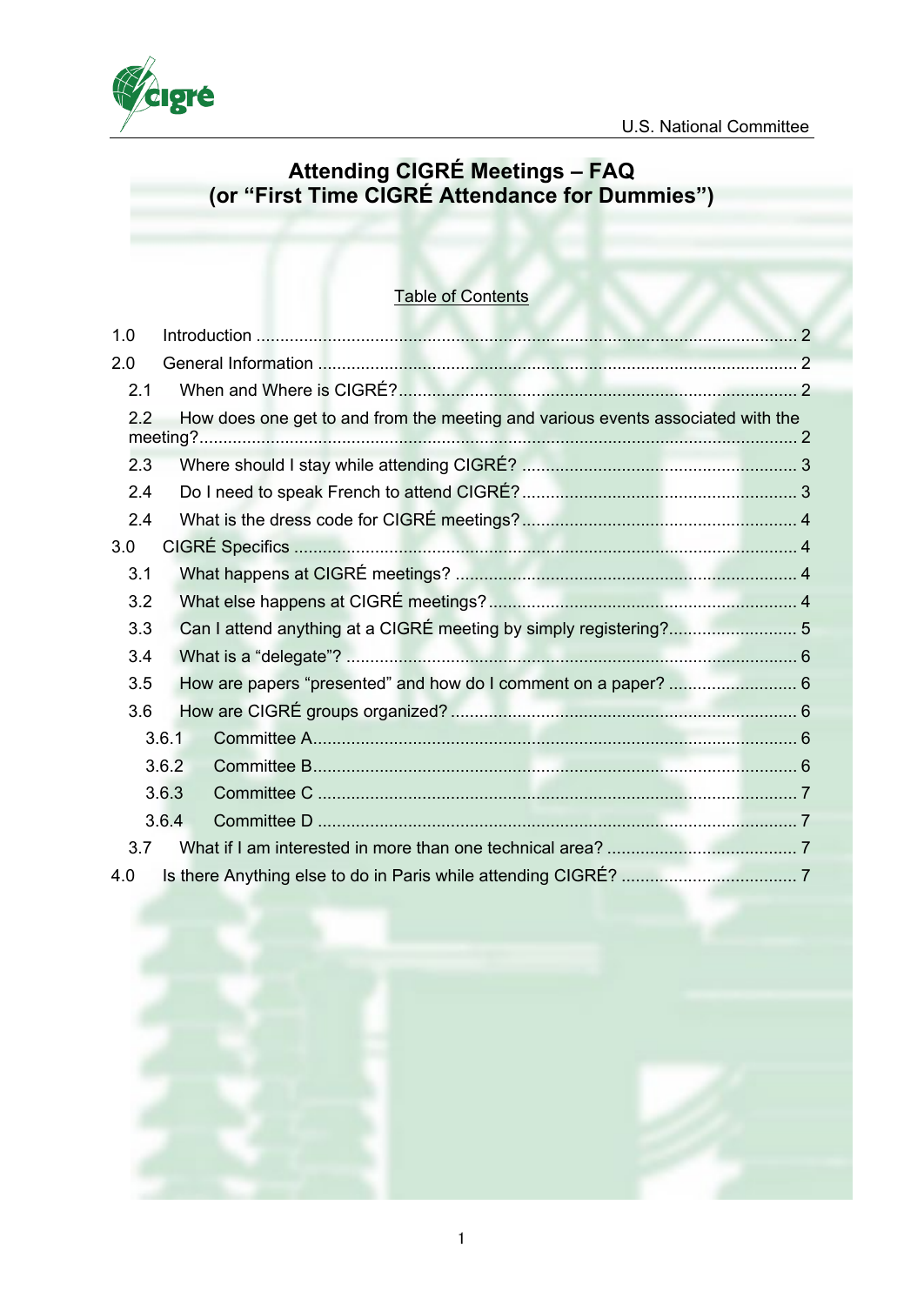# Attending CIGRÉ Meetings – FAQ
# (or "First Time CIGRÉ Attendance for Dummies")

Table of Contents

1.0 Introduction ........................................................................................................ 2
2.0 General Information ........................................................................................... 2
  2.1 When and Where is CIGRÉ?............................................................................ 2
  2.2 How does one get to and from the meeting and various events associated with the meeting?.............................................................................................................. 2
  2.3 Where should I stay while attending CIGRÉ? .................................................. 3
  2.4 Do I need to speak French to attend CIGRÉ?.................................................. 3
  2.4 What is the dress code for CIGRÉ meetings?.................................................. 4
3.0 CIGRÉ Specifics ................................................................................................ 4
  3.1 What happens at CIGRÉ meetings? ................................................................ 4
  3.2 What else happens at CIGRÉ meetings?......................................................... 4
  3.3 Can I attend anything at a CIGRÉ meeting by simply registering?.................... 5
  3.4 What is a "delegate"? ...................................................................................... 6
  3.5 How are papers "presented" and how do I comment on a paper? ................... 6
  3.6 How are CIGRÉ groups organized? ................................................................ 6
    3.6.1 Committee A.............................................................................................. 6
    3.6.2 Committee B.............................................................................................. 6
    3.6.3 Committee C ............................................................................................. 7
    3.6.4 Committee D ............................................................................................. 7
  3.7 What if I am interested in more than one technical area? ................................ 7
4.0 Is there Anything else to do in Paris while attending CIGRÉ? ............................ 7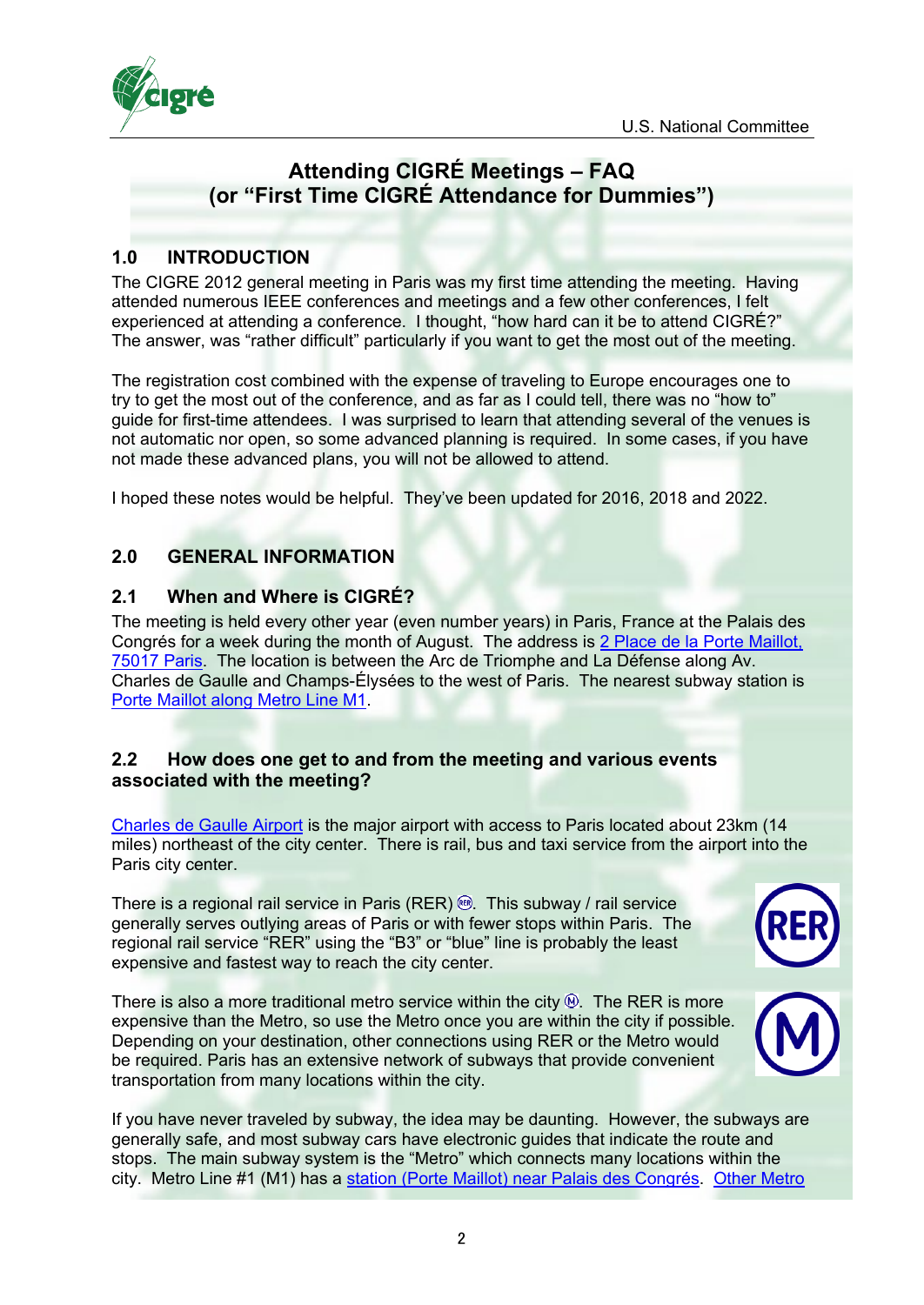# Attending CIGRÉ Meetings – FAQ
# (or "First Time CIGRÉ Attendance for Dummies")

## 1.0 INTRODUCTION

The CIGRE 2012 general meeting in Paris was my first time attending the meeting. Having attended numerous IEEE conferences and meetings and a few other conferences, I felt experienced at attending a conference. I thought, "how hard can it be to attend CIGRÉ?" The answer, was "rather difficult" particularly if you want to get the most out of the meeting.

The registration cost combined with the expense of traveling to Europe encourages one to try to get the most out of the conference, and as far as I could tell, there was no "how to" guide for first-time attendees. I was surprised to learn that attending several of the venues is not automatic nor open, so some advanced planning is required. In some cases, if you have not made these advanced plans, you will not be allowed to attend.

I hoped these notes would be helpful. They've been updated for 2016, 2018 and 2022.

## 2.0 GENERAL INFORMATION

### 2.1 When and Where is CIGRÉ?

The meeting is held every other year (even number years) in Paris, France at the Palais des Congrés for a week during the month of August. The address is 2 Place de la Porte Maillot, 75017 Paris. The location is between the Arc de Triomphe and La Défense along Av. Charles de Gaulle and Champs-Élysées to the west of Paris. The nearest subway station is Porte Maillot along Metro Line M1.

### 2.2 How does one get to and from the meeting and various events associated with the meeting?

Charles de Gaulle Airport is the major airport with access to Paris located about 23km (14 miles) northeast of the city center. There is rail, bus and taxi service from the airport into the Paris city center.

There is a regional rail service in Paris (RER) Ⓡ. This subway / rail service generally serves outlying areas of Paris or with fewer stops within Paris. The regional rail service "RER" using the "B3" or "blue" line is probably the least expensive and fastest way to reach the city center.

There is also a more traditional metro service within the city Ⓜ. The RER is more expensive than the Metro, so use the Metro once you are within the city if possible. Depending on your destination, other connections using RER or the Metro would be required. Paris has an extensive network of subways that provide convenient transportation from many locations within the city.

If you have never traveled by subway, the idea may be daunting. However, the subways are generally safe, and most subway cars have electronic guides that indicate the route and stops. The main subway system is the "Metro" which connects many locations within the city. Metro Line #1 (M1) has a station (Porte Maillot) near Palais des Congrés. Other Metro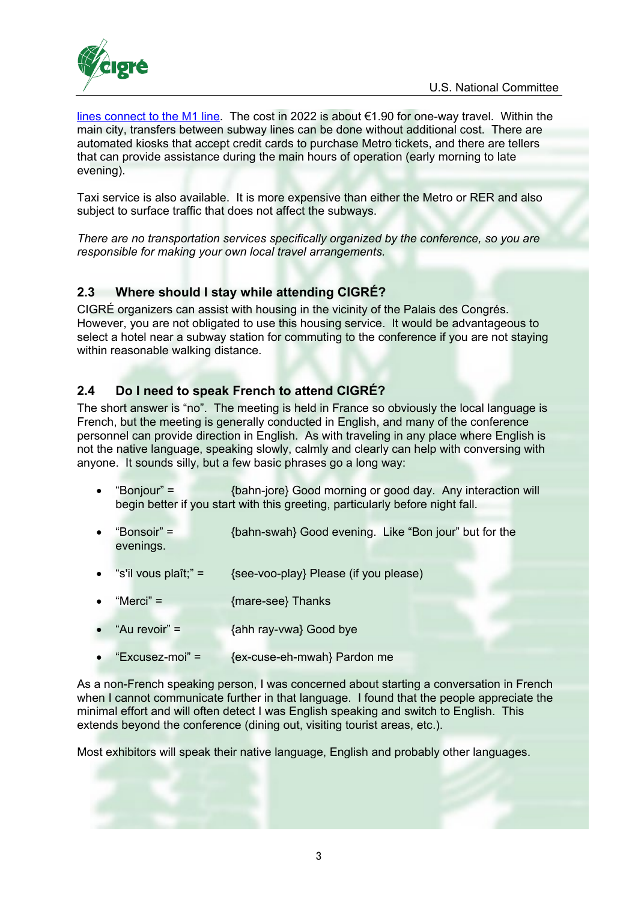[lines connect to the M1 line](#). The cost in 2022 is about €1.90 for one-way travel. Within the main city, transfers between subway lines can be done without additional cost. There are automated kiosks that accept credit cards to purchase Metro tickets, and there are tellers that can provide assistance during the main hours of operation (early morning to late evening).

Taxi service is also available. It is more expensive than either the Metro or RER and also subject to surface traffic that does not affect the subways.

*There are no transportation services specifically organized by the conference, so you are responsible for making your own local travel arrangements.*

## 2.3 Where should I stay while attending CIGRÉ?

CIGRÉ organizers can assist with housing in the vicinity of the Palais des Congrés. However, you are not obligated to use this housing service. It would be advantageous to select a hotel near a subway station for commuting to the conference if you are not staying within reasonable walking distance.

## 2.4 Do I need to speak French to attend CIGRÉ?

The short answer is "no". The meeting is held in France so obviously the local language is French, but the meeting is generally conducted in English, and many of the conference personnel can provide direction in English. As with traveling in any place where English is not the native language, speaking slowly, calmly and clearly can help with conversing with anyone. It sounds silly, but a few basic phrases go a long way:

- "Bonjour" = {bahn-jore} Good morning or good day. Any interaction will begin better if you start with this greeting, particularly before night fall.
- "Bonsoir" = {bahn-swah} Good evening. Like "Bon jour" but for the evenings.
- "s'il vous plaît;" = {see-voo-play} Please (if you please)
- "Merci" = {mare-see} Thanks
- "Au revoir" = {ahh ray-vwa} Good bye
- "Excusez-moi" = {ex-cuse-eh-mwah} Pardon me

As a non-French speaking person, I was concerned about starting a conversation in French when I cannot communicate further in that language. I found that the people appreciate the minimal effort and will often detect I was English speaking and switch to English. This extends beyond the conference (dining out, visiting tourist areas, etc.).

Most exhibitors will speak their native language, English and probably other languages.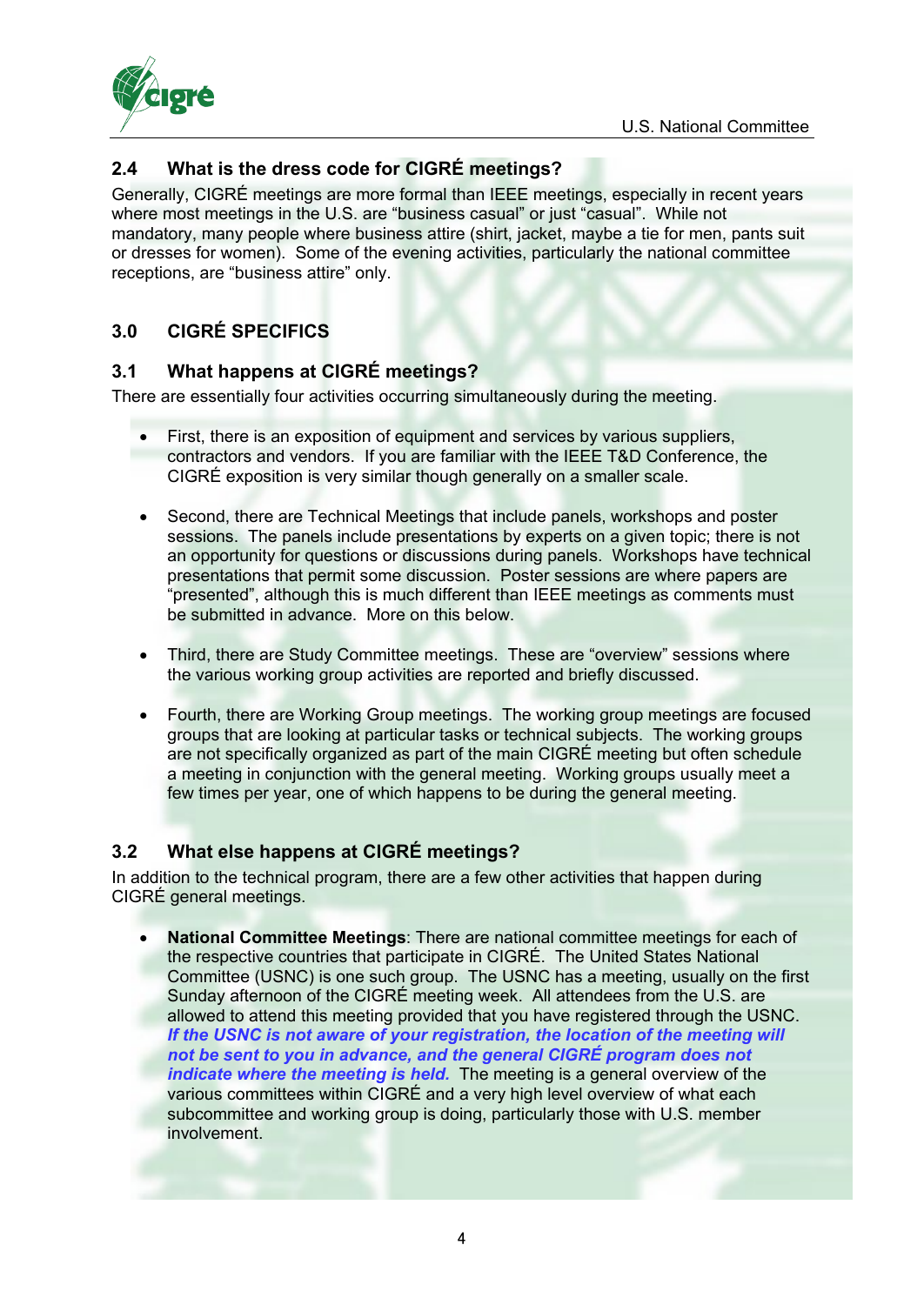## 2.4 What is the dress code for CIGRÉ meetings?

Generally, CIGRÉ meetings are more formal than IEEE meetings, especially in recent years where most meetings in the U.S. are "business casual" or just "casual". While not mandatory, many people where business attire (shirt, jacket, maybe a tie for men, pants suit or dresses for women). Some of the evening activities, particularly the national committee receptions, are "business attire" only.

# 3.0 CIGRÉ SPECIFICS

## 3.1 What happens at CIGRÉ meetings?

There are essentially four activities occurring simultaneously during the meeting.

- First, there is an exposition of equipment and services by various suppliers, contractors and vendors. If you are familiar with the IEEE T&D Conference, the CIGRÉ exposition is very similar though generally on a smaller scale.

- Second, there are Technical Meetings that include panels, workshops and poster sessions. The panels include presentations by experts on a given topic; there is not an opportunity for questions or discussions during panels. Workshops have technical presentations that permit some discussion. Poster sessions are where papers are "presented", although this is much different than IEEE meetings as comments must be submitted in advance. More on this below.

- Third, there are Study Committee meetings. These are "overview" sessions where the various working group activities are reported and briefly discussed.

- Fourth, there are Working Group meetings. The working group meetings are focused groups that are looking at particular tasks or technical subjects. The working groups are not specifically organized as part of the main CIGRÉ meeting but often schedule a meeting in conjunction with the general meeting. Working groups usually meet a few times per year, one of which happens to be during the general meeting.

## 3.2 What else happens at CIGRÉ meetings?

In addition to the technical program, there are a few other activities that happen during CIGRÉ general meetings.

- **National Committee Meetings**: There are national committee meetings for each of the respective countries that participate in CIGRÉ. The United States National Committee (USNC) is one such group. The USNC has a meeting, usually on the first Sunday afternoon of the CIGRÉ meeting week. All attendees from the U.S. are allowed to attend this meeting provided that you have registered through the USNC. ***If the USNC is not aware of your registration, the location of the meeting will not be sent to you in advance, and the general CIGRÉ program does not indicate where the meeting is held.*** The meeting is a general overview of the various committees within CIGRÉ and a very high level overview of what each subcommittee and working group is doing, particularly those with U.S. member involvement.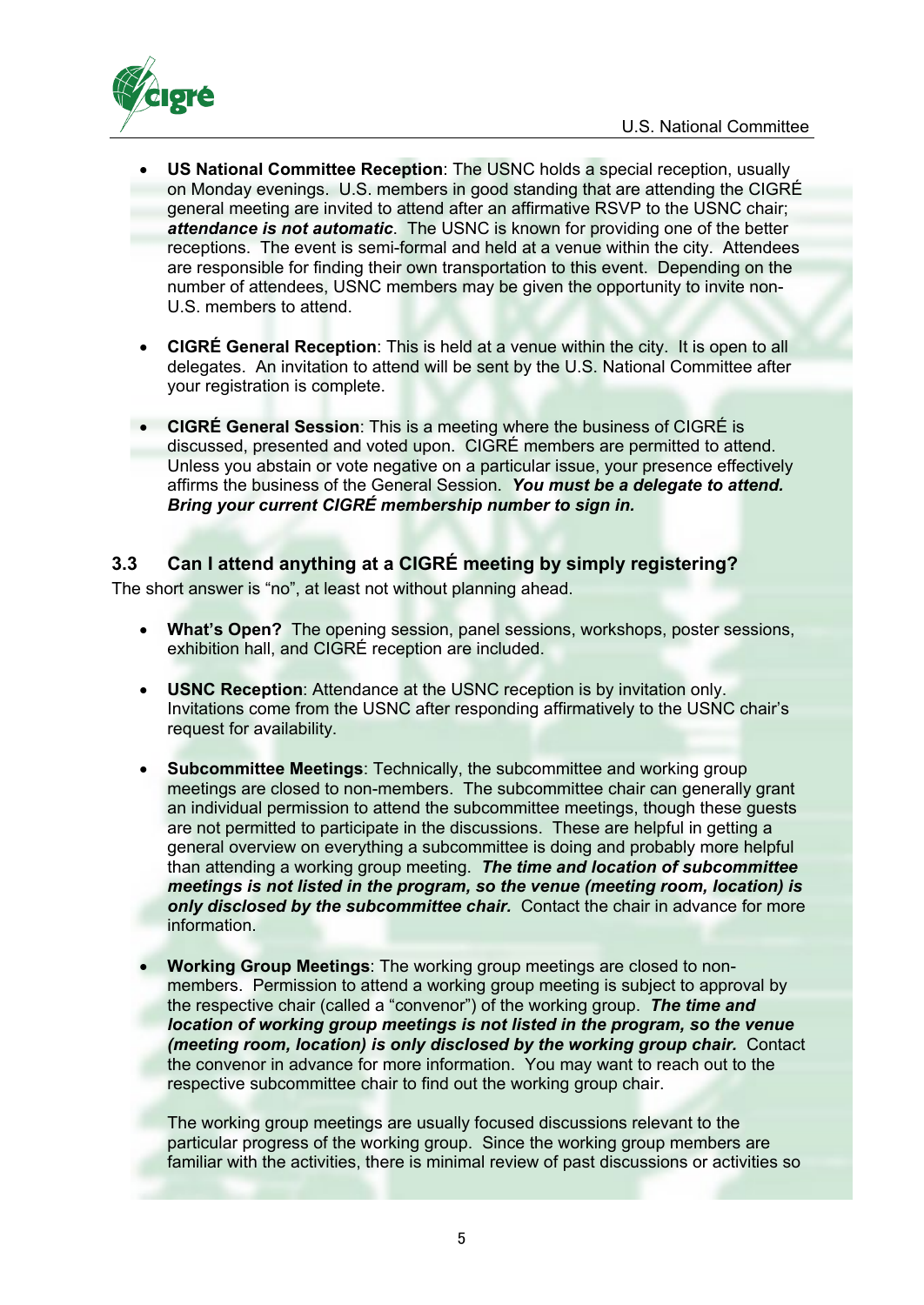- **US National Committee Reception**: The USNC holds a special reception, usually on Monday evenings. U.S. members in good standing that are attending the CIGRÉ general meeting are invited to attend after an affirmative RSVP to the USNC chair; ***attendance is not automatic***. The USNC is known for providing one of the better receptions. The event is semi-formal and held at a venue within the city. Attendees are responsible for finding their own transportation to this event. Depending on the number of attendees, USNC members may be given the opportunity to invite non-U.S. members to attend.

- **CIGRÉ General Reception**: This is held at a venue within the city. It is open to all delegates. An invitation to attend will be sent by the U.S. National Committee after your registration is complete.

- **CIGRÉ General Session**: This is a meeting where the business of CIGRÉ is discussed, presented and voted upon. CIGRÉ members are permitted to attend. Unless you abstain or vote negative on a particular issue, your presence effectively affirms the business of the General Session. ***You must be a delegate to attend. Bring your current CIGRÉ membership number to sign in.***

### 3.3 Can I attend anything at a CIGRÉ meeting by simply registering?

The short answer is "no", at least not without planning ahead.

- **What's Open?** The opening session, panel sessions, workshops, poster sessions, exhibition hall, and CIGRÉ reception are included.

- **USNC Reception**: Attendance at the USNC reception is by invitation only. Invitations come from the USNC after responding affirmatively to the USNC chair's request for availability.

- **Subcommittee Meetings**: Technically, the subcommittee and working group meetings are closed to non-members. The subcommittee chair can generally grant an individual permission to attend the subcommittee meetings, though these guests are not permitted to participate in the discussions. These are helpful in getting a general overview on everything a subcommittee is doing and probably more helpful than attending a working group meeting. ***The time and location of subcommittee meetings is not listed in the program, so the venue (meeting room, location) is only disclosed by the subcommittee chair.*** Contact the chair in advance for more information.

- **Working Group Meetings**: The working group meetings are closed to non-members. Permission to attend a working group meeting is subject to approval by the respective chair (called a "convenor") of the working group. ***The time and location of working group meetings is not listed in the program, so the venue (meeting room, location) is only disclosed by the working group chair.*** Contact the convenor in advance for more information. You may want to reach out to the respective subcommittee chair to find out the working group chair.

  The working group meetings are usually focused discussions relevant to the particular progress of the working group. Since the working group members are familiar with the activities, there is minimal review of past discussions or activities so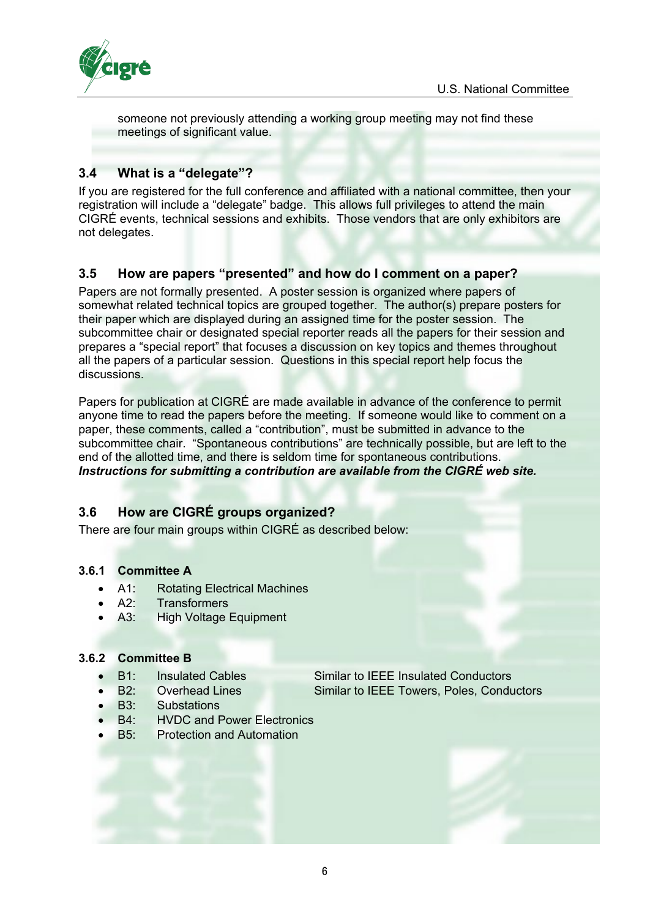someone not previously attending a working group meeting may not find these meetings of significant value.

## 3.4 What is a "delegate"?

If you are registered for the full conference and affiliated with a national committee, then your registration will include a "delegate" badge. This allows full privileges to attend the main CIGRÉ events, technical sessions and exhibits. Those vendors that are only exhibitors are not delegates.

## 3.5 How are papers "presented" and how do I comment on a paper?

Papers are not formally presented. A poster session is organized where papers of somewhat related technical topics are grouped together. The author(s) prepare posters for their paper which are displayed during an assigned time for the poster session. The subcommittee chair or designated special reporter reads all the papers for their session and prepares a "special report" that focuses a discussion on key topics and themes throughout all the papers of a particular session. Questions in this special report help focus the discussions.

Papers for publication at CIGRÉ are made available in advance of the conference to permit anyone time to read the papers before the meeting. If someone would like to comment on a paper, these comments, called a "contribution", must be submitted in advance to the subcommittee chair. "Spontaneous contributions" are technically possible, but are left to the end of the allotted time, and there is seldom time for spontaneous contributions.
***Instructions for submitting a contribution are available from the CIGRÉ web site.***

## 3.6 How are CIGRÉ groups organized?

There are four main groups within CIGRÉ as described below:

### 3.6.1 Committee A

- A1: Rotating Electrical Machines
- A2: Transformers
- A3: High Voltage Equipment

### 3.6.2 Committee B

- B1: Insulated Cables — Similar to IEEE Insulated Conductors
- B2: Overhead Lines — Similar to IEEE Towers, Poles, Conductors
- B3: Substations
- B4: HVDC and Power Electronics
- B5: Protection and Automation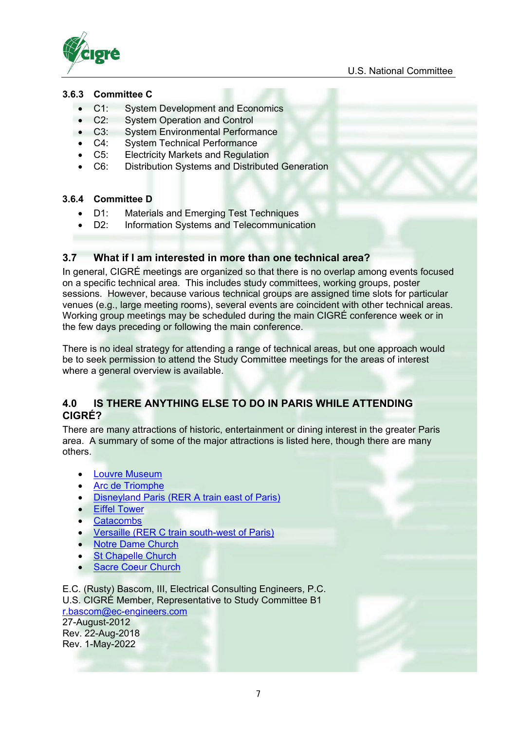### 3.6.3 Committee C

- C1: System Development and Economics
- C2: System Operation and Control
- C3: System Environmental Performance
- C4: System Technical Performance
- C5: Electricity Markets and Regulation
- C6: Distribution Systems and Distributed Generation

### 3.6.4 Committee D

- D1: Materials and Emerging Test Techniques
- D2: Information Systems and Telecommunication

## 3.7 What if I am interested in more than one technical area?

In general, CIGRÉ meetings are organized so that there is no overlap among events focused on a specific technical area. This includes study committees, working groups, poster sessions. However, because various technical groups are assigned time slots for particular venues (e.g., large meeting rooms), several events are coincident with other technical areas. Working group meetings may be scheduled during the main CIGRÉ conference week or in the few days preceding or following the main conference.

There is no ideal strategy for attending a range of technical areas, but one approach would be to seek permission to attend the Study Committee meetings for the areas of interest where a general overview is available.

# 4.0 IS THERE ANYTHING ELSE TO DO IN PARIS WHILE ATTENDING CIGRÉ?

There are many attractions of historic, entertainment or dining interest in the greater Paris area. A summary of some of the major attractions is listed here, though there are many others.

- Louvre Museum
- Arc de Triomphe
- Disneyland Paris (RER A train east of Paris)
- Eiffel Tower
- Catacombs
- Versaille (RER C train south-west of Paris)
- Notre Dame Church
- St Chapelle Church
- Sacre Coeur Church

E.C. (Rusty) Bascom, III, Electrical Consulting Engineers, P.C.
U.S. CIGRÉ Member, Representative to Study Committee B1
r.bascom@ec-engineers.com
27-August-2012
Rev. 22-Aug-2018
Rev. 1-May-2022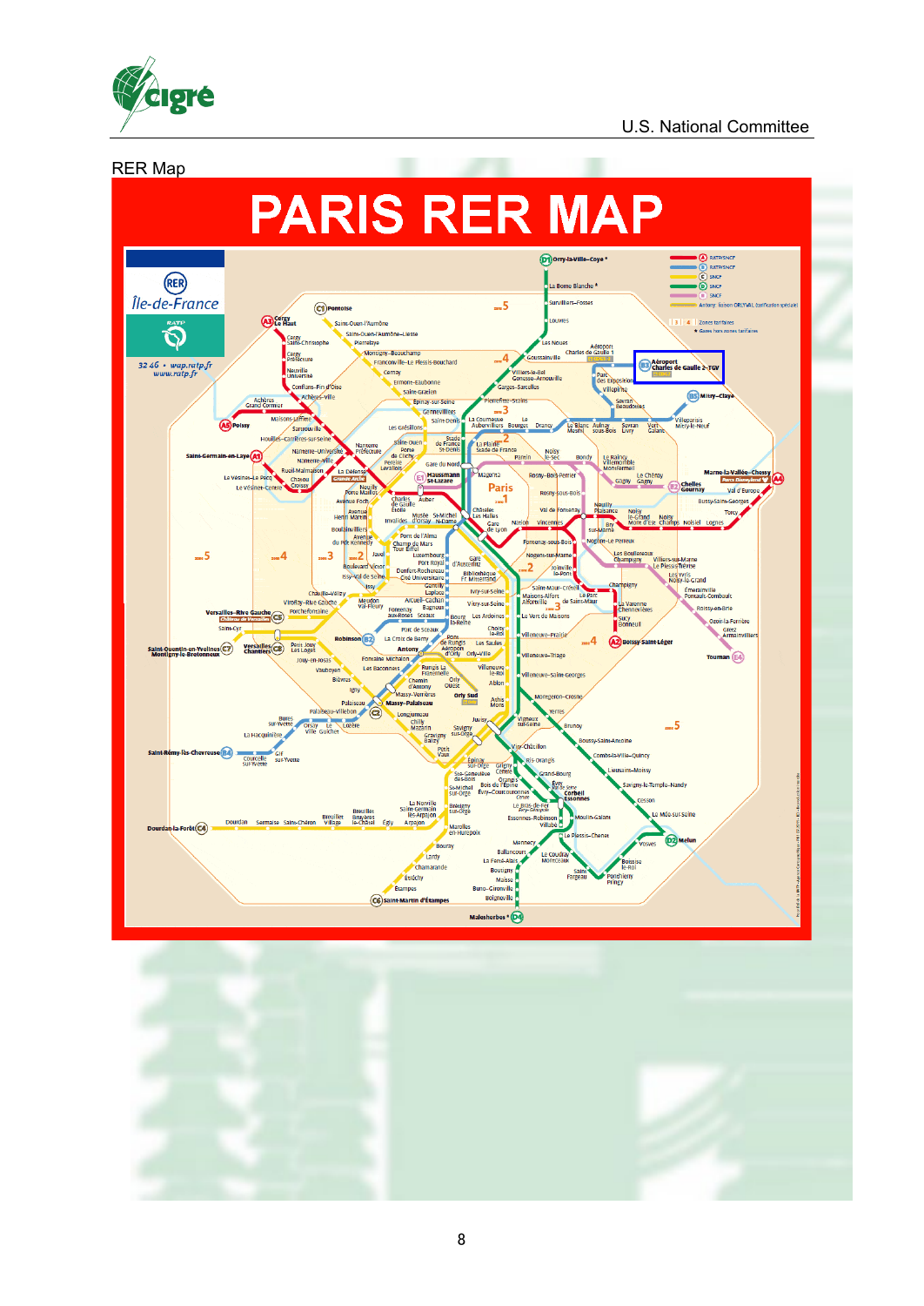RER Map

# PARIS RER MAP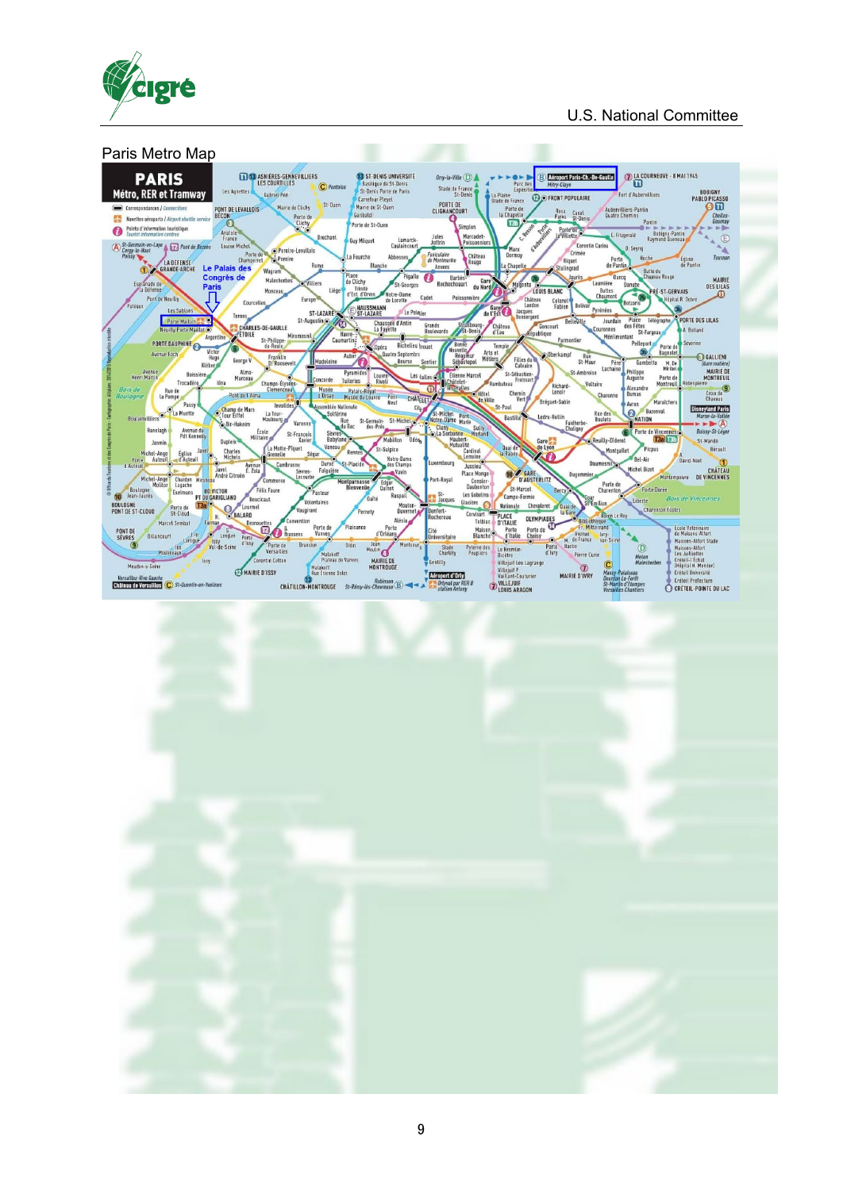Paris Metro Map